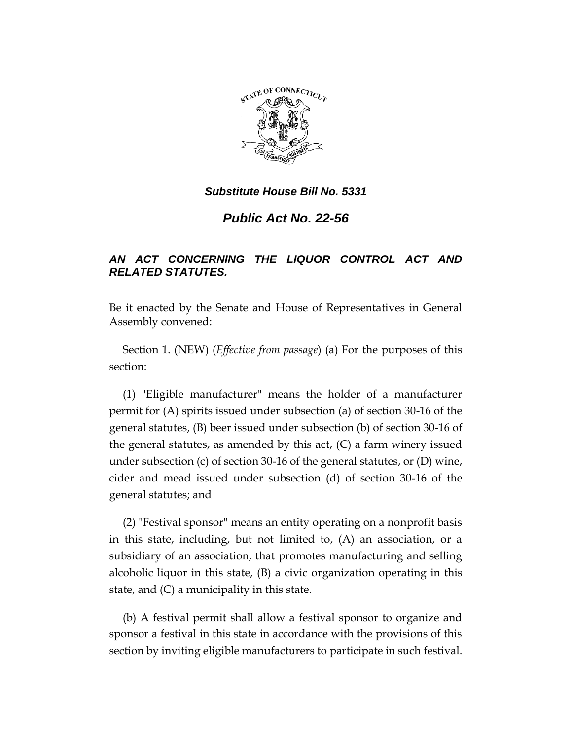***Substitute House Bill No. 5331***

# *Public Act No. 22-56*

## *AN ACT CONCERNING THE LIQUOR CONTROL ACT AND RELATED STATUTES.*

Be it enacted by the Senate and House of Representatives in General Assembly convened:

Section 1. (NEW) (*Effective from passage*) (a) For the purposes of this section:

(1) "Eligible manufacturer" means the holder of a manufacturer permit for (A) spirits issued under subsection (a) of section 30-16 of the general statutes, (B) beer issued under subsection (b) of section 30-16 of the general statutes, as amended by this act, (C) a farm winery issued under subsection (c) of section 30-16 of the general statutes, or (D) wine, cider and mead issued under subsection (d) of section 30-16 of the general statutes; and

(2) "Festival sponsor" means an entity operating on a nonprofit basis in this state, including, but not limited to, (A) an association, or a subsidiary of an association, that promotes manufacturing and selling alcoholic liquor in this state, (B) a civic organization operating in this state, and (C) a municipality in this state.

(b) A festival permit shall allow a festival sponsor to organize and sponsor a festival in this state in accordance with the provisions of this section by inviting eligible manufacturers to participate in such festival.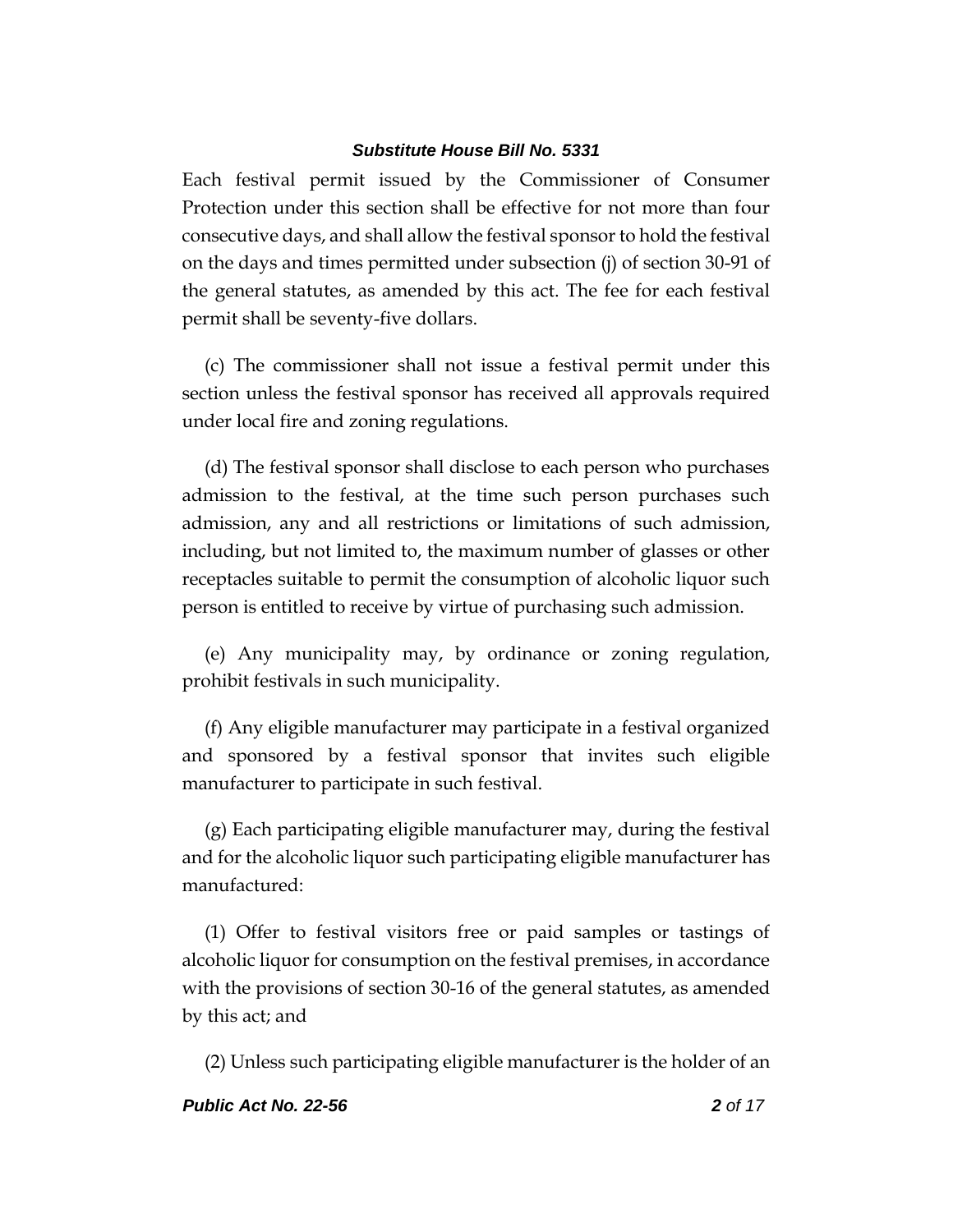Each festival permit issued by the Commissioner of Consumer Protection under this section shall be effective for not more than four consecutive days, and shall allow the festival sponsor to hold the festival on the days and times permitted under subsection (j) of section 30-91 of the general statutes, as amended by this act. The fee for each festival permit shall be seventy-five dollars.

(c) The commissioner shall not issue a festival permit under this section unless the festival sponsor has received all approvals required under local fire and zoning regulations.

(d) The festival sponsor shall disclose to each person who purchases admission to the festival, at the time such person purchases such admission, any and all restrictions or limitations of such admission, including, but not limited to, the maximum number of glasses or other receptacles suitable to permit the consumption of alcoholic liquor such person is entitled to receive by virtue of purchasing such admission.

(e) Any municipality may, by ordinance or zoning regulation, prohibit festivals in such municipality.

(f) Any eligible manufacturer may participate in a festival organized and sponsored by a festival sponsor that invites such eligible manufacturer to participate in such festival.

(g) Each participating eligible manufacturer may, during the festival and for the alcoholic liquor such participating eligible manufacturer has manufactured:

(1) Offer to festival visitors free or paid samples or tastings of alcoholic liquor for consumption on the festival premises, in accordance with the provisions of section 30-16 of the general statutes, as amended by this act; and

(2) Unless such participating eligible manufacturer is the holder of an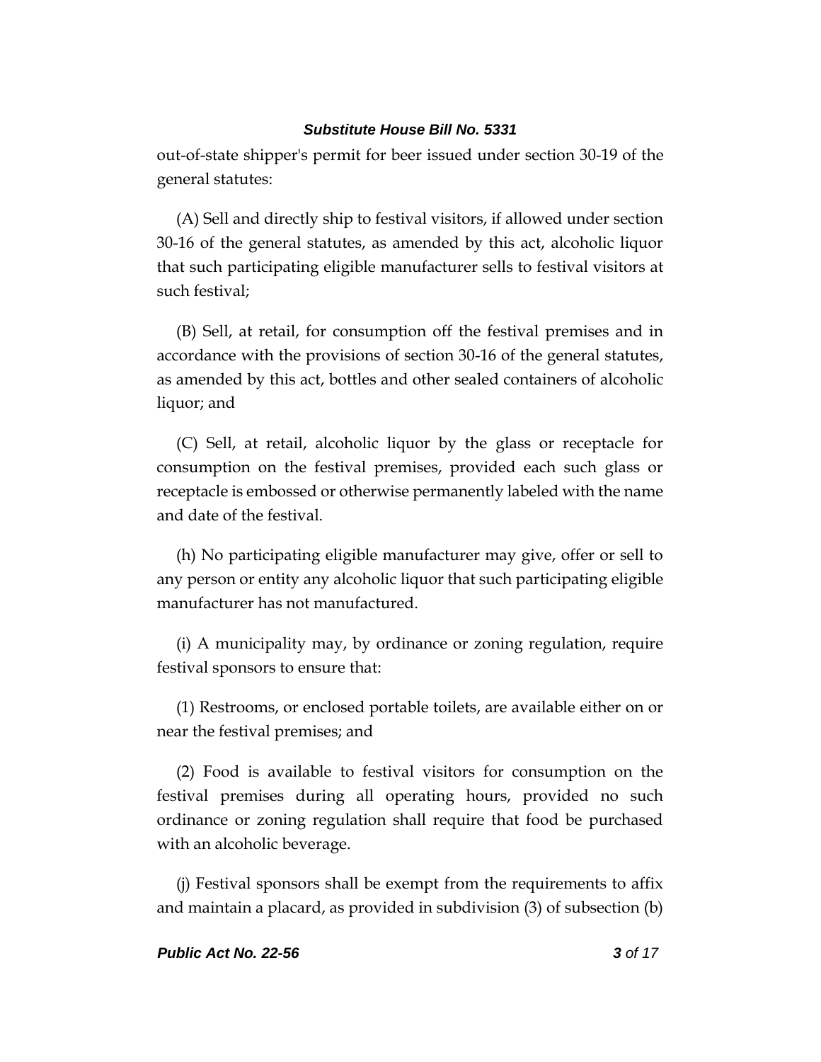out-of-state shipper's permit for beer issued under section 30-19 of the general statutes:

(A) Sell and directly ship to festival visitors, if allowed under section 30-16 of the general statutes, as amended by this act, alcoholic liquor that such participating eligible manufacturer sells to festival visitors at such festival;

(B) Sell, at retail, for consumption off the festival premises and in accordance with the provisions of section 30-16 of the general statutes, as amended by this act, bottles and other sealed containers of alcoholic liquor; and

(C) Sell, at retail, alcoholic liquor by the glass or receptacle for consumption on the festival premises, provided each such glass or receptacle is embossed or otherwise permanently labeled with the name and date of the festival.

(h) No participating eligible manufacturer may give, offer or sell to any person or entity any alcoholic liquor that such participating eligible manufacturer has not manufactured.

(i) A municipality may, by ordinance or zoning regulation, require festival sponsors to ensure that:

(1) Restrooms, or enclosed portable toilets, are available either on or near the festival premises; and

(2) Food is available to festival visitors for consumption on the festival premises during all operating hours, provided no such ordinance or zoning regulation shall require that food be purchased with an alcoholic beverage.

(j) Festival sponsors shall be exempt from the requirements to affix and maintain a placard, as provided in subdivision (3) of subsection (b)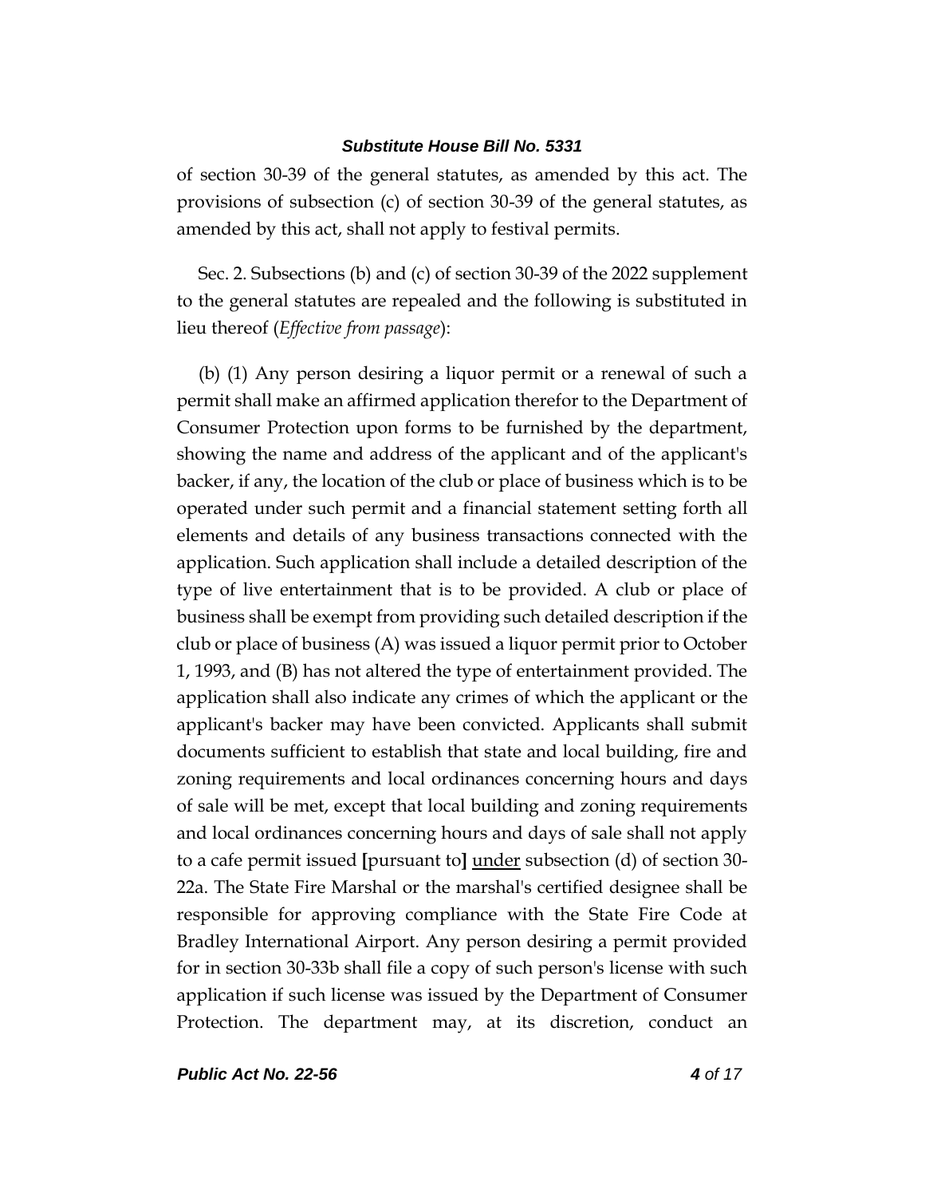of section 30-39 of the general statutes, as amended by this act. The provisions of subsection (c) of section 30-39 of the general statutes, as amended by this act, shall not apply to festival permits.

Sec. 2. Subsections (b) and (c) of section 30-39 of the 2022 supplement to the general statutes are repealed and the following is substituted in lieu thereof (*Effective from passage*):

(b) (1) Any person desiring a liquor permit or a renewal of such a permit shall make an affirmed application therefor to the Department of Consumer Protection upon forms to be furnished by the department, showing the name and address of the applicant and of the applicant's backer, if any, the location of the club or place of business which is to be operated under such permit and a financial statement setting forth all elements and details of any business transactions connected with the application. Such application shall include a detailed description of the type of live entertainment that is to be provided. A club or place of business shall be exempt from providing such detailed description if the club or place of business (A) was issued a liquor permit prior to October 1, 1993, and (B) has not altered the type of entertainment provided. The application shall also indicate any crimes of which the applicant or the applicant's backer may have been convicted. Applicants shall submit documents sufficient to establish that state and local building, fire and zoning requirements and local ordinances concerning hours and days of sale will be met, except that local building and zoning requirements and local ordinances concerning hours and days of sale shall not apply to a cafe permit issued **[**pursuant to**]** <u>under</u> subsection (d) of section 30-22a. The State Fire Marshal or the marshal's certified designee shall be responsible for approving compliance with the State Fire Code at Bradley International Airport. Any person desiring a permit provided for in section 30-33b shall file a copy of such person's license with such application if such license was issued by the Department of Consumer Protection. The department may, at its discretion, conduct an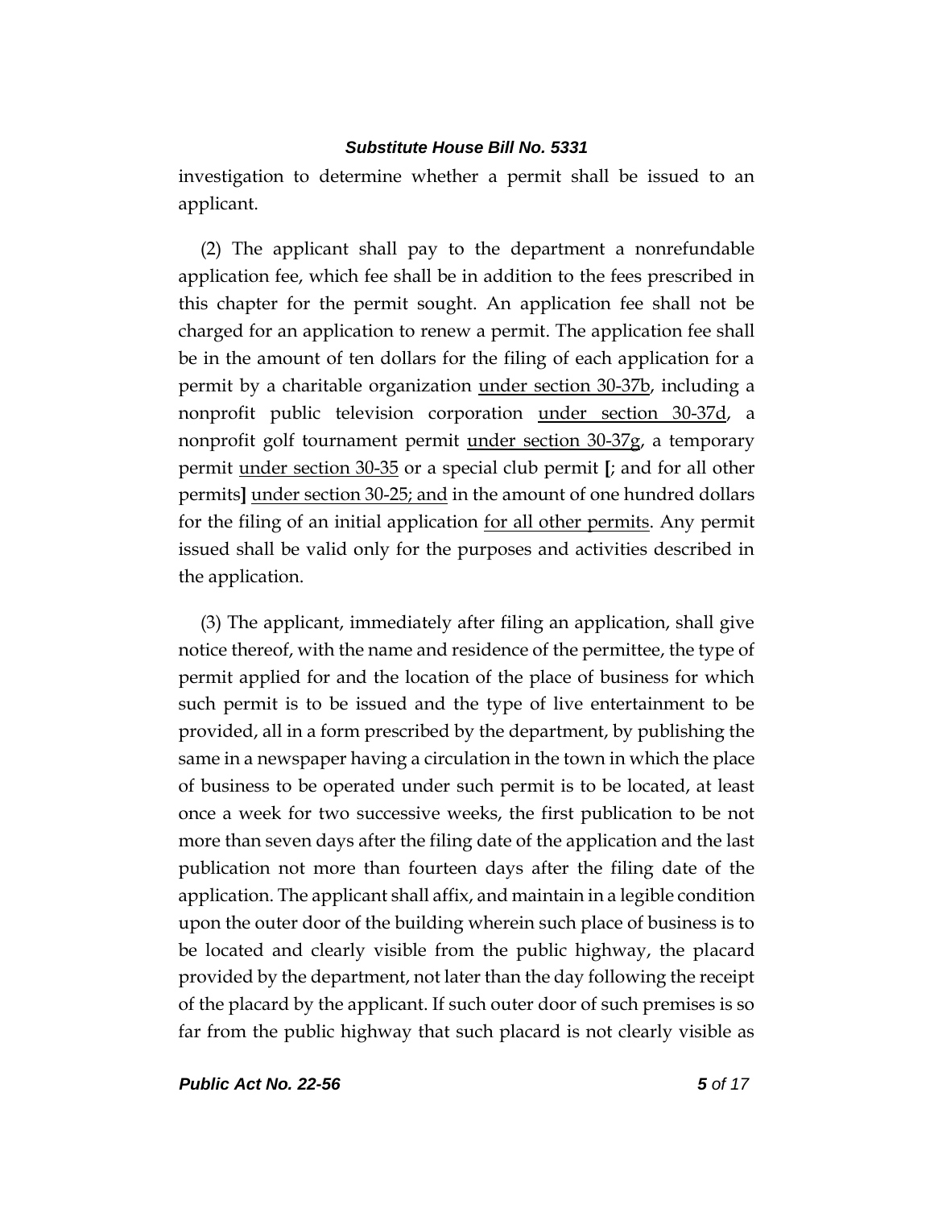investigation to determine whether a permit shall be issued to an applicant.

(2) The applicant shall pay to the department a nonrefundable application fee, which fee shall be in addition to the fees prescribed in this chapter for the permit sought. An application fee shall not be charged for an application to renew a permit. The application fee shall be in the amount of ten dollars for the filing of each application for a permit by a charitable organization under section 30-37b, including a nonprofit public television corporation under section 30-37d, a nonprofit golf tournament permit under section 30-37g, a temporary permit under section 30-35 or a special club permit [; and for all other permits] under section 30-25; and in the amount of one hundred dollars for the filing of an initial application for all other permits. Any permit issued shall be valid only for the purposes and activities described in the application.

(3) The applicant, immediately after filing an application, shall give notice thereof, with the name and residence of the permittee, the type of permit applied for and the location of the place of business for which such permit is to be issued and the type of live entertainment to be provided, all in a form prescribed by the department, by publishing the same in a newspaper having a circulation in the town in which the place of business to be operated under such permit is to be located, at least once a week for two successive weeks, the first publication to be not more than seven days after the filing date of the application and the last publication not more than fourteen days after the filing date of the application. The applicant shall affix, and maintain in a legible condition upon the outer door of the building wherein such place of business is to be located and clearly visible from the public highway, the placard provided by the department, not later than the day following the receipt of the placard by the applicant. If such outer door of such premises is so far from the public highway that such placard is not clearly visible as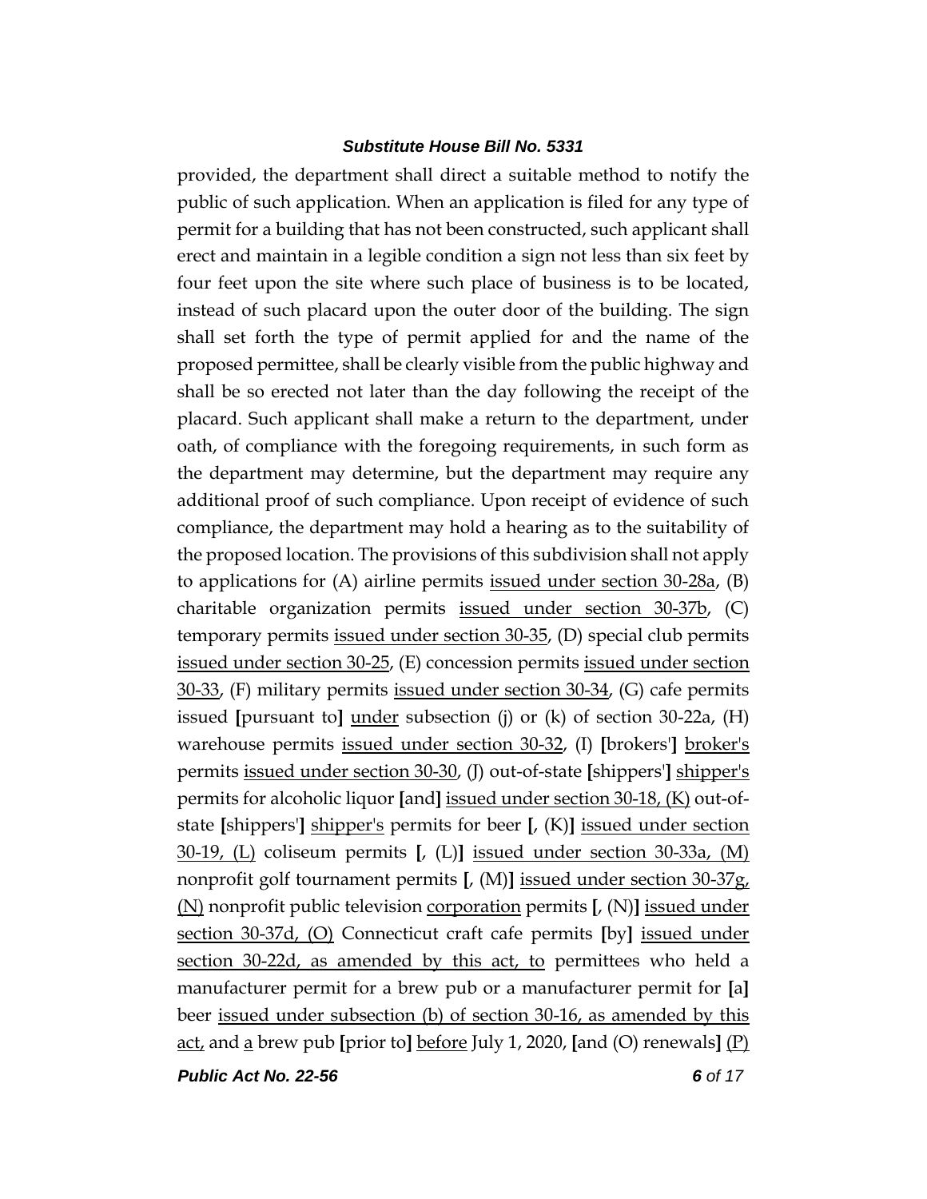provided, the department shall direct a suitable method to notify the public of such application. When an application is filed for any type of permit for a building that has not been constructed, such applicant shall erect and maintain in a legible condition a sign not less than six feet by four feet upon the site where such place of business is to be located, instead of such placard upon the outer door of the building. The sign shall set forth the type of permit applied for and the name of the proposed permittee, shall be clearly visible from the public highway and shall be so erected not later than the day following the receipt of the placard. Such applicant shall make a return to the department, under oath, of compliance with the foregoing requirements, in such form as the department may determine, but the department may require any additional proof of such compliance. Upon receipt of evidence of such compliance, the department may hold a hearing as to the suitability of the proposed location. The provisions of this subdivision shall not apply to applications for (A) airline permits issued under section 30-28a, (B) charitable organization permits issued under section 30-37b, (C) temporary permits issued under section 30-35, (D) special club permits issued under section 30-25, (E) concession permits issued under section 30-33, (F) military permits issued under section 30-34, (G) cafe permits issued **[**pursuant to**]** under subsection (j) or (k) of section 30-22a, (H) warehouse permits issued under section 30-32, (I) **[**brokers'**]** broker's permits issued under section 30-30, (J) out-of-state **[**shippers'**]** shipper's permits for alcoholic liquor **[**and**]** issued under section 30-18, (K) out-of-state **[**shippers'**]** shipper's permits for beer **[**, (K)**]** issued under section 30-19, (L) coliseum permits **[**, (L)**]** issued under section 30-33a, (M) nonprofit golf tournament permits **[**, (M)**]** issued under section 30-37g, (N) nonprofit public television corporation permits **[**, (N)**]** issued under section 30-37d, (O) Connecticut craft cafe permits **[**by**]** issued under section 30-22d, as amended by this act, to permittees who held a manufacturer permit for a brew pub or a manufacturer permit for **[**a**]** beer issued under subsection (b) of section 30-16, as amended by this act, and a brew pub **[**prior to**]** before July 1, 2020, **[**and (O) renewals**]** (P)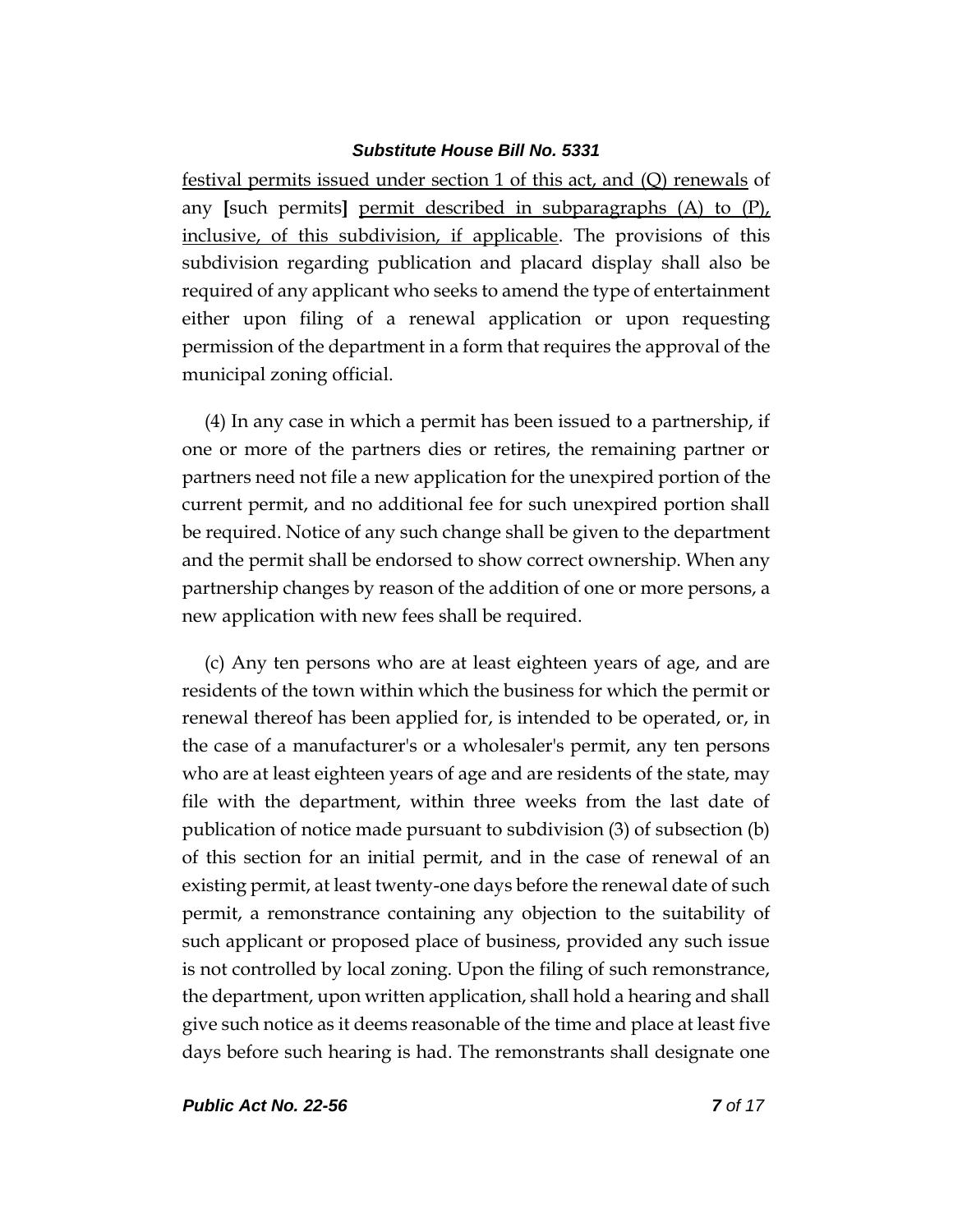festival permits issued under section 1 of this act, and (Q) renewals of any [such permits] permit described in subparagraphs (A) to (P), inclusive, of this subdivision, if applicable. The provisions of this subdivision regarding publication and placard display shall also be required of any applicant who seeks to amend the type of entertainment either upon filing of a renewal application or upon requesting permission of the department in a form that requires the approval of the municipal zoning official.

(4) In any case in which a permit has been issued to a partnership, if one or more of the partners dies or retires, the remaining partner or partners need not file a new application for the unexpired portion of the current permit, and no additional fee for such unexpired portion shall be required. Notice of any such change shall be given to the department and the permit shall be endorsed to show correct ownership. When any partnership changes by reason of the addition of one or more persons, a new application with new fees shall be required.

(c) Any ten persons who are at least eighteen years of age, and are residents of the town within which the business for which the permit or renewal thereof has been applied for, is intended to be operated, or, in the case of a manufacturer's or a wholesaler's permit, any ten persons who are at least eighteen years of age and are residents of the state, may file with the department, within three weeks from the last date of publication of notice made pursuant to subdivision (3) of subsection (b) of this section for an initial permit, and in the case of renewal of an existing permit, at least twenty-one days before the renewal date of such permit, a remonstrance containing any objection to the suitability of such applicant or proposed place of business, provided any such issue is not controlled by local zoning. Upon the filing of such remonstrance, the department, upon written application, shall hold a hearing and shall give such notice as it deems reasonable of the time and place at least five days before such hearing is had. The remonstrants shall designate one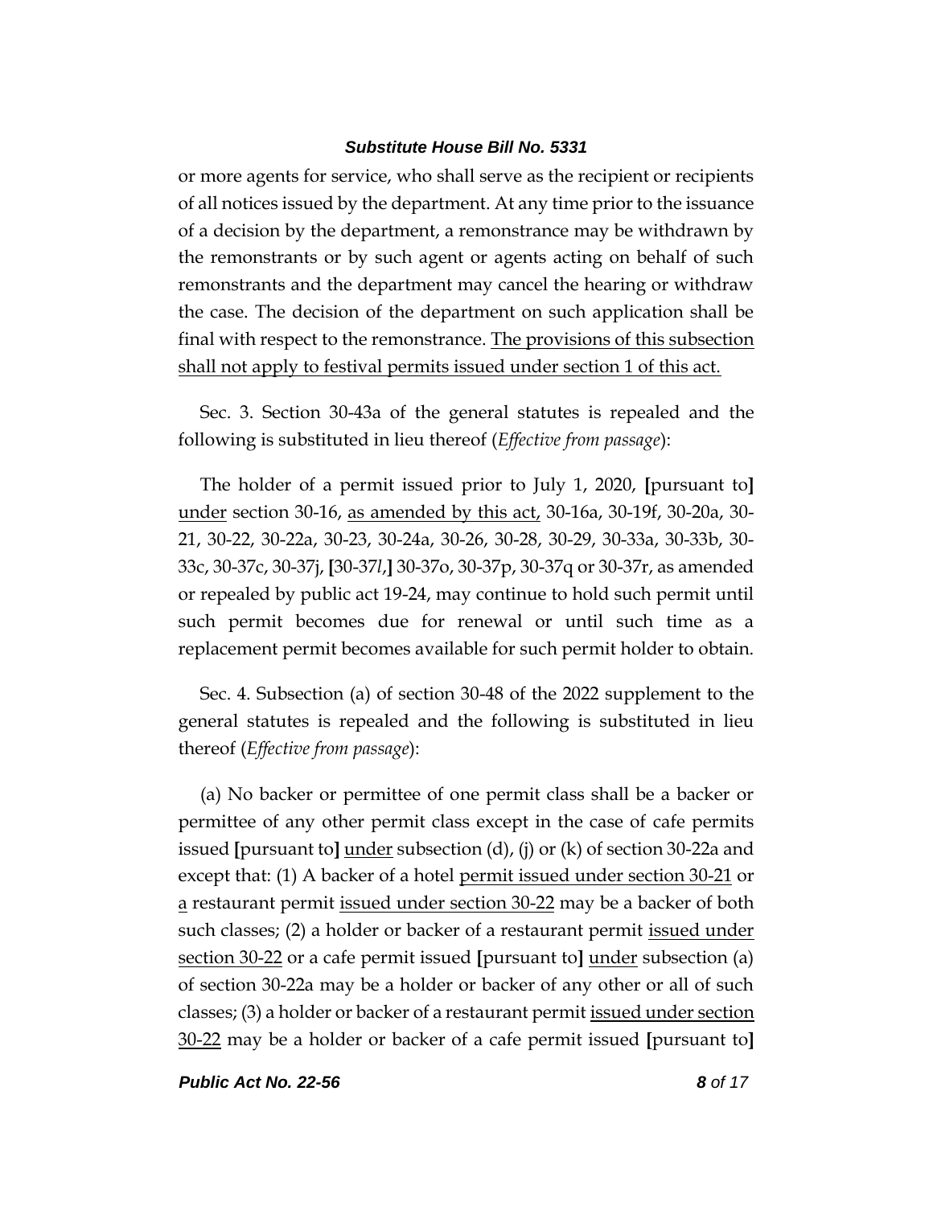or more agents for service, who shall serve as the recipient or recipients of all notices issued by the department. At any time prior to the issuance of a decision by the department, a remonstrance may be withdrawn by the remonstrants or by such agent or agents acting on behalf of such remonstrants and the department may cancel the hearing or withdraw the case. The decision of the department on such application shall be final with respect to the remonstrance. <u>The provisions of this subsection shall not apply to festival permits issued under section 1 of this act.</u>

Sec. 3. Section 30-43a of the general statutes is repealed and the following is substituted in lieu thereof (*Effective from passage*):

The holder of a permit issued prior to July 1, 2020, **[**pursuant to**]** <u>under</u> section 30-16, <u>as amended by this act,</u> 30-16a, 30-19f, 30-20a, 30-21, 30-22, 30-22a, 30-23, 30-24a, 30-26, 30-28, 30-29, 30-33a, 30-33b, 30-33c, 30-37c, 30-37j, **[**30-37*l*,**]** 30-37o, 30-37p, 30-37q or 30-37r, as amended or repealed by public act 19-24, may continue to hold such permit until such permit becomes due for renewal or until such time as a replacement permit becomes available for such permit holder to obtain.

Sec. 4. Subsection (a) of section 30-48 of the 2022 supplement to the general statutes is repealed and the following is substituted in lieu thereof (*Effective from passage*):

(a) No backer or permittee of one permit class shall be a backer or permittee of any other permit class except in the case of cafe permits issued **[**pursuant to**]** <u>under</u> subsection (d), (j) or (k) of section 30-22a and except that: (1) A backer of a hotel <u>permit issued under section 30-21</u> or <u>a</u> restaurant permit <u>issued under section 30-22</u> may be a backer of both such classes; (2) a holder or backer of a restaurant permit <u>issued under section 30-22</u> or a cafe permit issued **[**pursuant to**]** <u>under</u> subsection (a) of section 30-22a may be a holder or backer of any other or all of such classes; (3) a holder or backer of a restaurant permit <u>issued under section 30-22</u> may be a holder or backer of a cafe permit issued **[**pursuant to**]**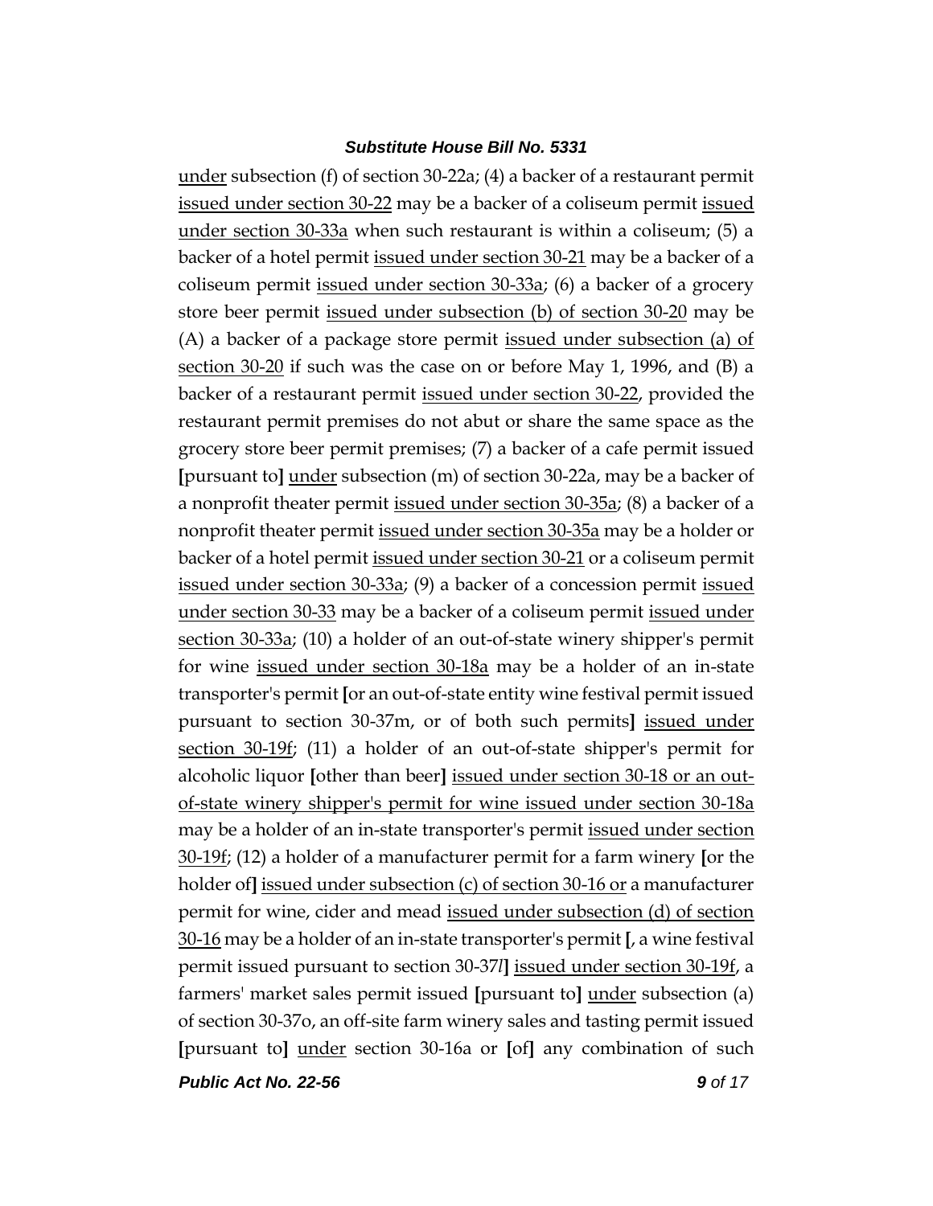under subsection (f) of section 30-22a; (4) a backer of a restaurant permit issued under section 30-22 may be a backer of a coliseum permit issued under section 30-33a when such restaurant is within a coliseum; (5) a backer of a hotel permit issued under section 30-21 may be a backer of a coliseum permit issued under section 30-33a; (6) a backer of a grocery store beer permit issued under subsection (b) of section 30-20 may be (A) a backer of a package store permit issued under subsection (a) of section 30-20 if such was the case on or before May 1, 1996, and (B) a backer of a restaurant permit issued under section 30-22, provided the restaurant permit premises do not abut or share the same space as the grocery store beer permit premises; (7) a backer of a cafe permit issued [pursuant to] under subsection (m) of section 30-22a, may be a backer of a nonprofit theater permit issued under section 30-35a; (8) a backer of a nonprofit theater permit issued under section 30-35a may be a holder or backer of a hotel permit issued under section 30-21 or a coliseum permit issued under section 30-33a; (9) a backer of a concession permit issued under section 30-33 may be a backer of a coliseum permit issued under section 30-33a; (10) a holder of an out-of-state winery shipper's permit for wine issued under section 30-18a may be a holder of an in-state transporter's permit [or an out-of-state entity wine festival permit issued pursuant to section 30-37m, or of both such permits] issued under section 30-19f; (11) a holder of an out-of-state shipper's permit for alcoholic liquor [other than beer] issued under section 30-18 or an out-of-state winery shipper's permit for wine issued under section 30-18a may be a holder of an in-state transporter's permit issued under section 30-19f; (12) a holder of a manufacturer permit for a farm winery [or the holder of] issued under subsection (c) of section 30-16 or a manufacturer permit for wine, cider and mead issued under subsection (d) of section 30-16 may be a holder of an in-state transporter's permit [, a wine festival permit issued pursuant to section 30-37*l*] issued under section 30-19f, a farmers' market sales permit issued [pursuant to] under subsection (a) of section 30-37o, an off-site farm winery sales and tasting permit issued [pursuant to] under section 30-16a or [of] any combination of such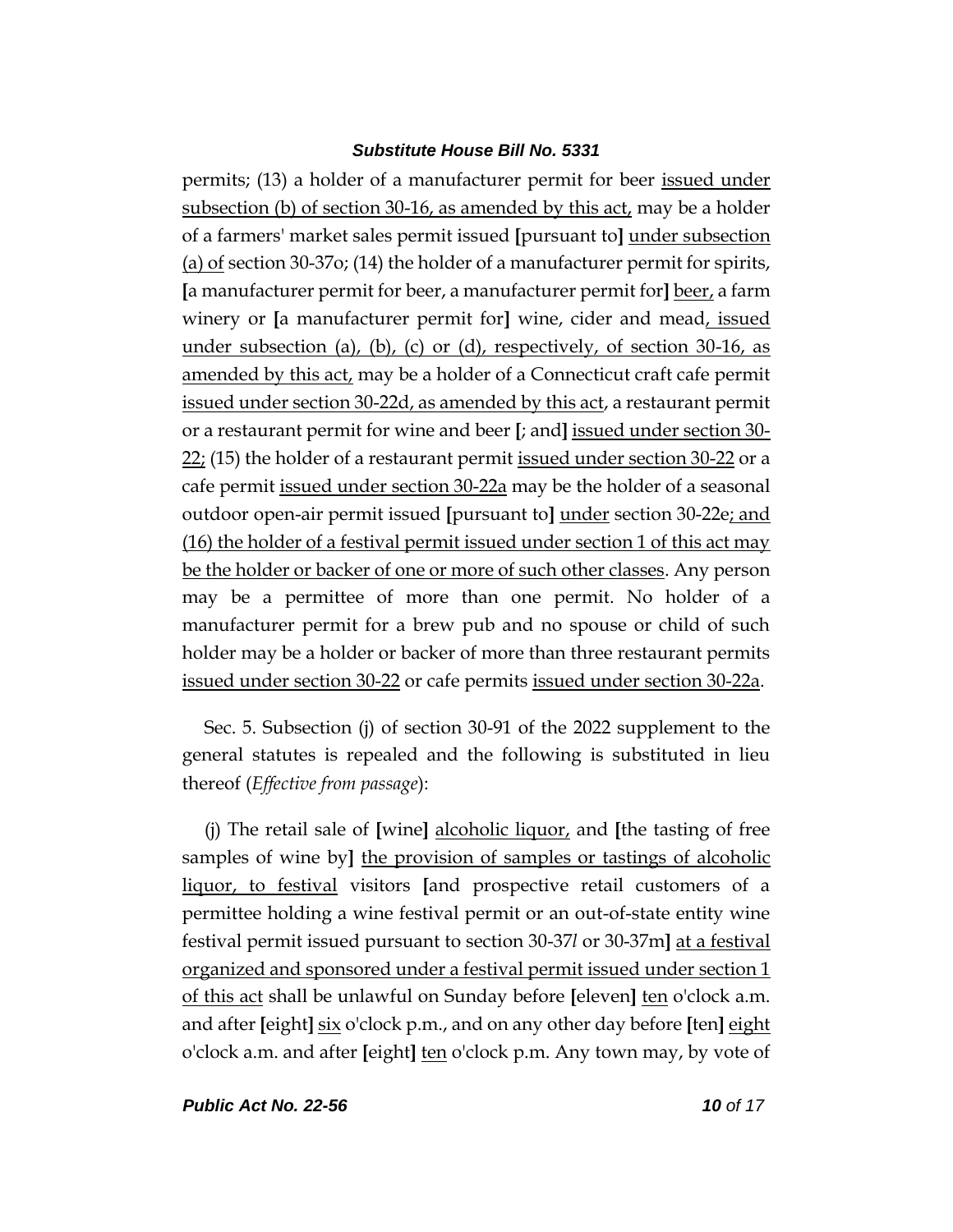permits; (13) a holder of a manufacturer permit for beer issued under subsection (b) of section 30-16, as amended by this act, may be a holder of a farmers' market sales permit issued [pursuant to] under subsection (a) of section 30-37o; (14) the holder of a manufacturer permit for spirits, [a manufacturer permit for beer, a manufacturer permit for] beer, a farm winery or [a manufacturer permit for] wine, cider and mead, issued under subsection (a), (b), (c) or (d), respectively, of section 30-16, as amended by this act, may be a holder of a Connecticut craft cafe permit issued under section 30-22d, as amended by this act, a restaurant permit or a restaurant permit for wine and beer [; and] issued under section 30-22; (15) the holder of a restaurant permit issued under section 30-22 or a cafe permit issued under section 30-22a may be the holder of a seasonal outdoor open-air permit issued [pursuant to] under section 30-22e; and (16) the holder of a festival permit issued under section 1 of this act may be the holder or backer of one or more of such other classes. Any person may be a permittee of more than one permit. No holder of a manufacturer permit for a brew pub and no spouse or child of such holder may be a holder or backer of more than three restaurant permits issued under section 30-22 or cafe permits issued under section 30-22a.

Sec. 5. Subsection (j) of section 30-91 of the 2022 supplement to the general statutes is repealed and the following is substituted in lieu thereof (*Effective from passage*):

(j) The retail sale of [wine] alcoholic liquor, and [the tasting of free samples of wine by] the provision of samples or tastings of alcoholic liquor, to festival visitors [and prospective retail customers of a permittee holding a wine festival permit or an out-of-state entity wine festival permit issued pursuant to section 30-37*l* or 30-37m] at a festival organized and sponsored under a festival permit issued under section 1 of this act shall be unlawful on Sunday before [eleven] ten o'clock a.m. and after [eight] six o'clock p.m., and on any other day before [ten] eight o'clock a.m. and after [eight] ten o'clock p.m. Any town may, by vote of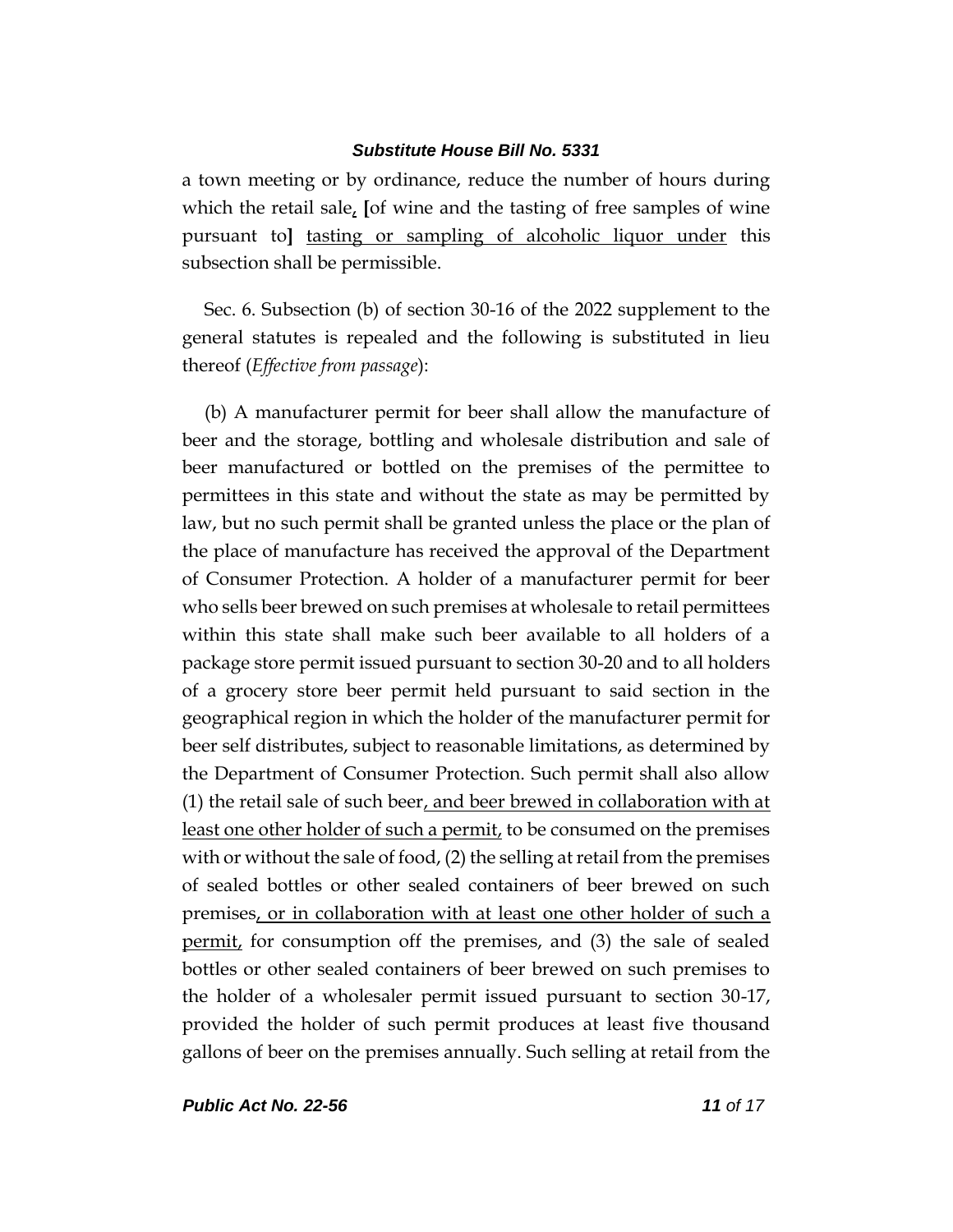a town meeting or by ordinance, reduce the number of hours during which the retail sale, [of wine and the tasting of free samples of wine pursuant to] tasting or sampling of alcoholic liquor under this subsection shall be permissible.

Sec. 6. Subsection (b) of section 30-16 of the 2022 supplement to the general statutes is repealed and the following is substituted in lieu thereof (*Effective from passage*):

(b) A manufacturer permit for beer shall allow the manufacture of beer and the storage, bottling and wholesale distribution and sale of beer manufactured or bottled on the premises of the permittee to permittees in this state and without the state as may be permitted by law, but no such permit shall be granted unless the place or the plan of the place of manufacture has received the approval of the Department of Consumer Protection. A holder of a manufacturer permit for beer who sells beer brewed on such premises at wholesale to retail permittees within this state shall make such beer available to all holders of a package store permit issued pursuant to section 30-20 and to all holders of a grocery store beer permit held pursuant to said section in the geographical region in which the holder of the manufacturer permit for beer self distributes, subject to reasonable limitations, as determined by the Department of Consumer Protection. Such permit shall also allow (1) the retail sale of such beer, and beer brewed in collaboration with at least one other holder of such a permit, to be consumed on the premises with or without the sale of food, (2) the selling at retail from the premises of sealed bottles or other sealed containers of beer brewed on such premises, or in collaboration with at least one other holder of such a permit, for consumption off the premises, and (3) the sale of sealed bottles or other sealed containers of beer brewed on such premises to the holder of a wholesaler permit issued pursuant to section 30-17, provided the holder of such permit produces at least five thousand gallons of beer on the premises annually. Such selling at retail from the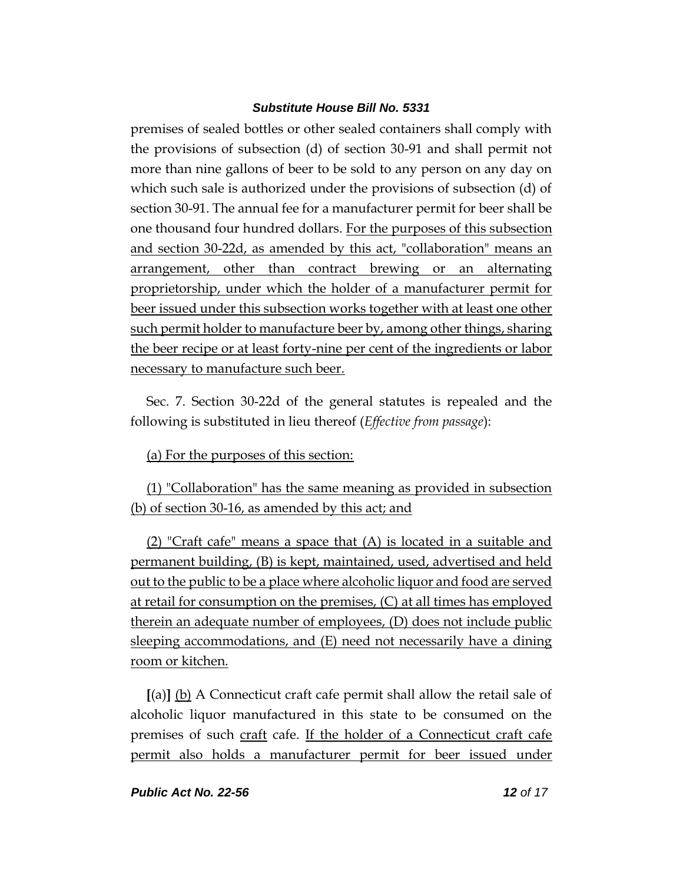premises of sealed bottles or other sealed containers shall comply with the provisions of subsection (d) of section 30-91 and shall permit not more than nine gallons of beer to be sold to any person on any day on which such sale is authorized under the provisions of subsection (d) of section 30-91. The annual fee for a manufacturer permit for beer shall be one thousand four hundred dollars. For the purposes of this subsection and section 30-22d, as amended by this act, "collaboration" means an arrangement, other than contract brewing or an alternating proprietorship, under which the holder of a manufacturer permit for beer issued under this subsection works together with at least one other such permit holder to manufacture beer by, among other things, sharing the beer recipe or at least forty-nine per cent of the ingredients or labor necessary to manufacture such beer.

Sec. 7. Section 30-22d of the general statutes is repealed and the following is substituted in lieu thereof (*Effective from passage*):

(a) For the purposes of this section:

(1) "Collaboration" has the same meaning as provided in subsection (b) of section 30-16, as amended by this act; and

(2) "Craft cafe" means a space that (A) is located in a suitable and permanent building, (B) is kept, maintained, used, advertised and held out to the public to be a place where alcoholic liquor and food are served at retail for consumption on the premises, (C) at all times has employed therein an adequate number of employees, (D) does not include public sleeping accommodations, and (E) need not necessarily have a dining room or kitchen.

**[**(a)**]** (b) A Connecticut craft cafe permit shall allow the retail sale of alcoholic liquor manufactured in this state to be consumed on the premises of such craft cafe. If the holder of a Connecticut craft cafe permit also holds a manufacturer permit for beer issued under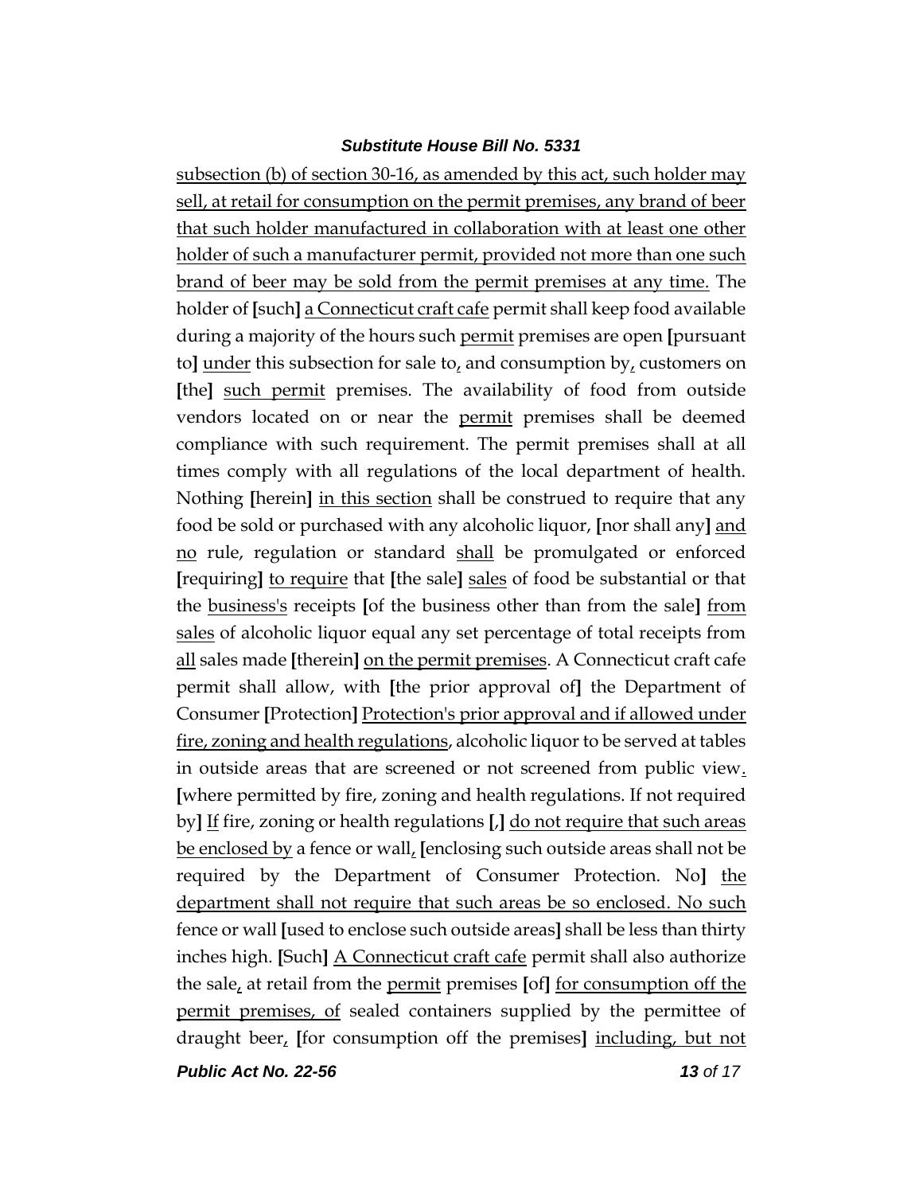subsection (b) of section 30-16, as amended by this act, such holder may sell, at retail for consumption on the permit premises, any brand of beer that such holder manufactured in collaboration with at least one other holder of such a manufacturer permit, provided not more than one such brand of beer may be sold from the permit premises at any time. The holder of [such] a Connecticut craft cafe permit shall keep food available during a majority of the hours such permit premises are open [pursuant to] under this subsection for sale to, and consumption by, customers on [the] such permit premises. The availability of food from outside vendors located on or near the permit premises shall be deemed compliance with such requirement. The permit premises shall at all times comply with all regulations of the local department of health. Nothing [herein] in this section shall be construed to require that any food be sold or purchased with any alcoholic liquor, [nor shall any] and no rule, regulation or standard shall be promulgated or enforced [requiring] to require that [the sale] sales of food be substantial or that the business's receipts [of the business other than from the sale] from sales of alcoholic liquor equal any set percentage of total receipts from all sales made [therein] on the permit premises. A Connecticut craft cafe permit shall allow, with [the prior approval of] the Department of Consumer [Protection] Protection's prior approval and if allowed under fire, zoning and health regulations, alcoholic liquor to be served at tables in outside areas that are screened or not screened from public view. [where permitted by fire, zoning and health regulations. If not required by] If fire, zoning or health regulations [,] do not require that such areas be enclosed by a fence or wall, [enclosing such outside areas shall not be required by the Department of Consumer Protection. No] the department shall not require that such areas be so enclosed. No such fence or wall [used to enclose such outside areas] shall be less than thirty inches high. [Such] A Connecticut craft cafe permit shall also authorize the sale, at retail from the permit premises [of] for consumption off the permit premises, of sealed containers supplied by the permittee of draught beer, [for consumption off the premises] including, but not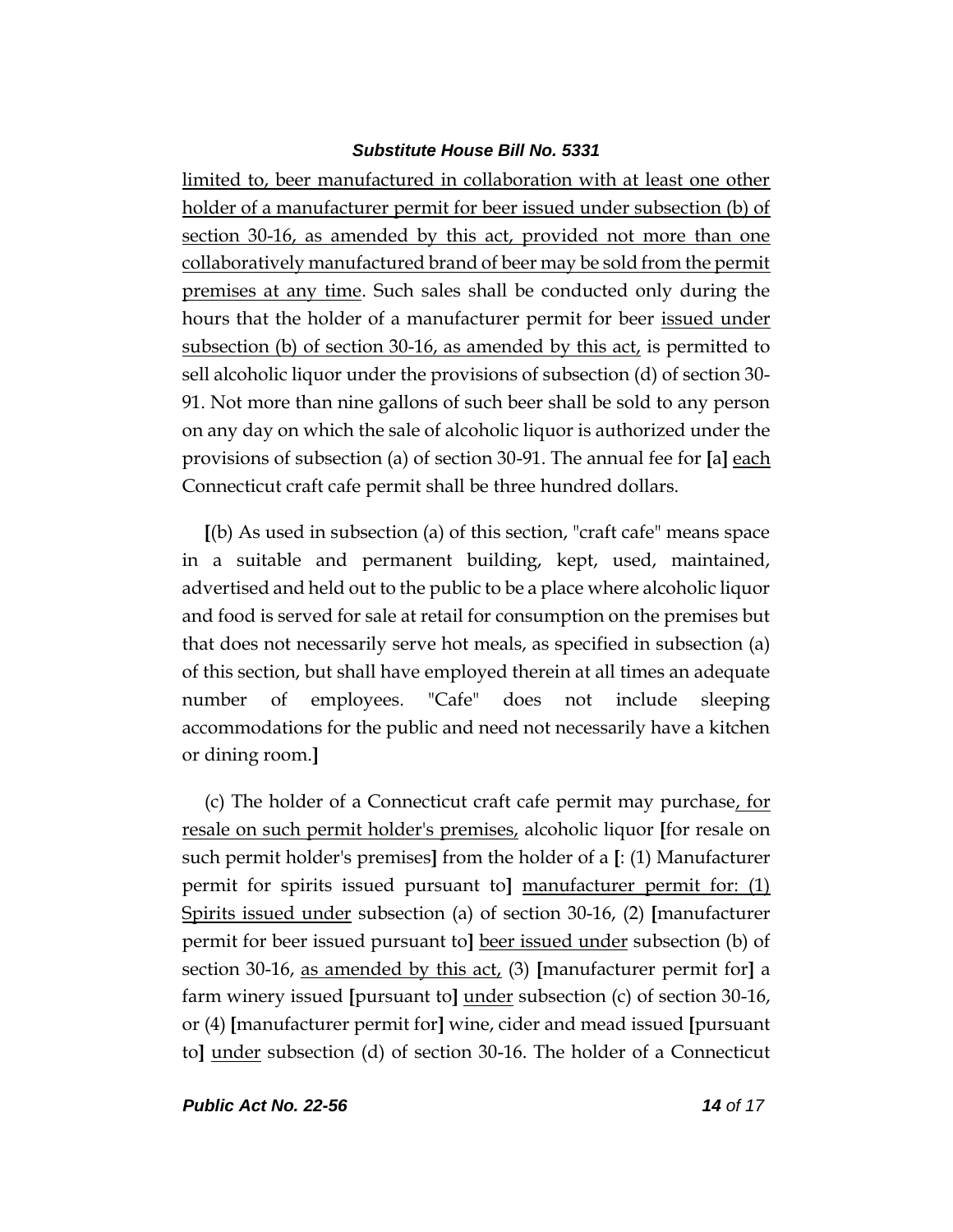limited to, beer manufactured in collaboration with at least one other holder of a manufacturer permit for beer issued under subsection (b) of section 30-16, as amended by this act, provided not more than one collaboratively manufactured brand of beer may be sold from the permit premises at any time. Such sales shall be conducted only during the hours that the holder of a manufacturer permit for beer issued under subsection (b) of section 30-16, as amended by this act, is permitted to sell alcoholic liquor under the provisions of subsection (d) of section 30-91. Not more than nine gallons of such beer shall be sold to any person on any day on which the sale of alcoholic liquor is authorized under the provisions of subsection (a) of section 30-91. The annual fee for [a] each Connecticut craft cafe permit shall be three hundred dollars.

[(b) As used in subsection (a) of this section, "craft cafe" means space in a suitable and permanent building, kept, used, maintained, advertised and held out to the public to be a place where alcoholic liquor and food is served for sale at retail for consumption on the premises but that does not necessarily serve hot meals, as specified in subsection (a) of this section, but shall have employed therein at all times an adequate number of employees. "Cafe" does not include sleeping accommodations for the public and need not necessarily have a kitchen or dining room.]

(c) The holder of a Connecticut craft cafe permit may purchase, for resale on such permit holder's premises, alcoholic liquor [for resale on such permit holder's premises] from the holder of a [: (1) Manufacturer permit for spirits issued pursuant to] manufacturer permit for: (1) Spirits issued under subsection (a) of section 30-16, (2) [manufacturer permit for beer issued pursuant to] beer issued under subsection (b) of section 30-16, as amended by this act, (3) [manufacturer permit for] a farm winery issued [pursuant to] under subsection (c) of section 30-16, or (4) [manufacturer permit for] wine, cider and mead issued [pursuant to] under subsection (d) of section 30-16. The holder of a Connecticut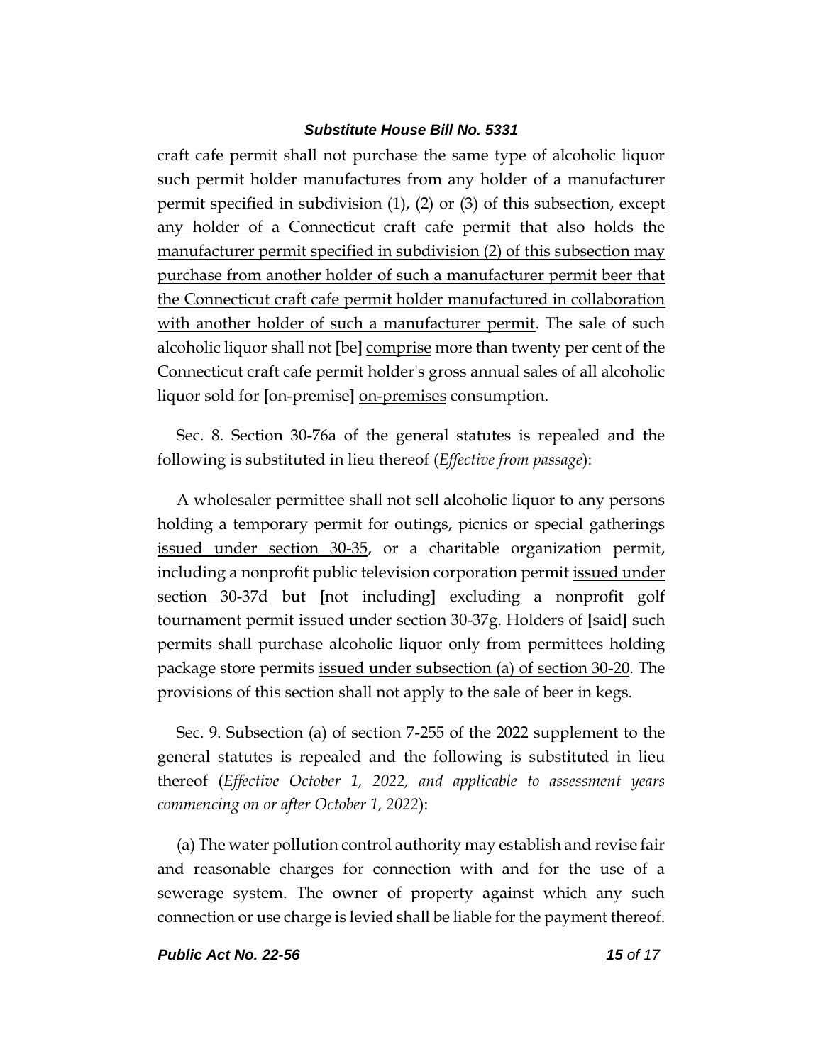craft cafe permit shall not purchase the same type of alcoholic liquor such permit holder manufactures from any holder of a manufacturer permit specified in subdivision (1), (2) or (3) of this subsection<u>, except any holder of a Connecticut craft cafe permit that also holds the manufacturer permit specified in subdivision (2) of this subsection may purchase from another holder of such a manufacturer permit beer that the Connecticut craft cafe permit holder manufactured in collaboration with another holder of such a manufacturer permit</u>. The sale of such alcoholic liquor shall not **[**be**]** <u>comprise</u> more than twenty per cent of the Connecticut craft cafe permit holder's gross annual sales of all alcoholic liquor sold for **[**on-premise**]** <u>on-premises</u> consumption.

Sec. 8. Section 30-76a of the general statutes is repealed and the following is substituted in lieu thereof (*Effective from passage*):

A wholesaler permittee shall not sell alcoholic liquor to any persons holding a temporary permit for outings, picnics or special gatherings <u>issued under section 30-35</u>, or a charitable organization permit, including a nonprofit public television corporation permit <u>issued under section 30-37d</u> but **[**not including**]** <u>excluding</u> a nonprofit golf tournament permit <u>issued under section 30-37g</u>. Holders of **[**said**]** <u>such</u> permits shall purchase alcoholic liquor only from permittees holding package store permits <u>issued under subsection (a) of section 30-20</u>. The provisions of this section shall not apply to the sale of beer in kegs.

Sec. 9. Subsection (a) of section 7-255 of the 2022 supplement to the general statutes is repealed and the following is substituted in lieu thereof (*Effective October 1, 2022, and applicable to assessment years commencing on or after October 1, 2022*):

(a) The water pollution control authority may establish and revise fair and reasonable charges for connection with and for the use of a sewerage system. The owner of property against which any such connection or use charge is levied shall be liable for the payment thereof.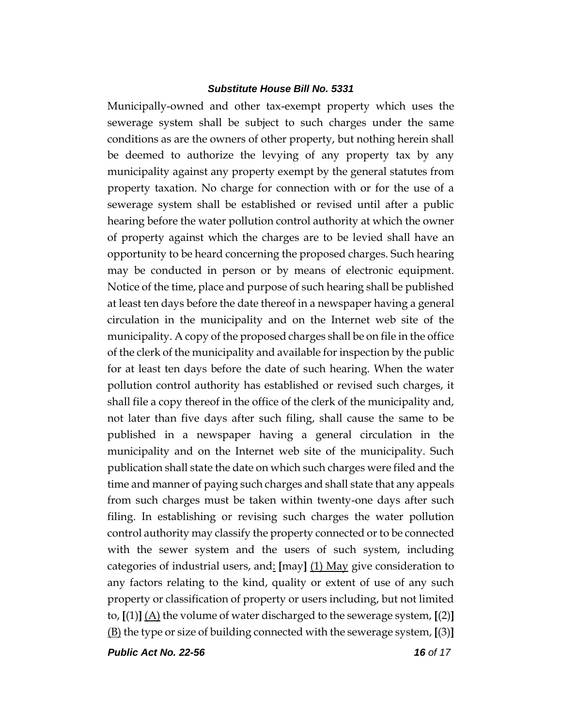Municipally-owned and other tax-exempt property which uses the sewerage system shall be subject to such charges under the same conditions as are the owners of other property, but nothing herein shall be deemed to authorize the levying of any property tax by any municipality against any property exempt by the general statutes from property taxation. No charge for connection with or for the use of a sewerage system shall be established or revised until after a public hearing before the water pollution control authority at which the owner of property against which the charges are to be levied shall have an opportunity to be heard concerning the proposed charges. Such hearing may be conducted in person or by means of electronic equipment. Notice of the time, place and purpose of such hearing shall be published at least ten days before the date thereof in a newspaper having a general circulation in the municipality and on the Internet web site of the municipality. A copy of the proposed charges shall be on file in the office of the clerk of the municipality and available for inspection by the public for at least ten days before the date of such hearing. When the water pollution control authority has established or revised such charges, it shall file a copy thereof in the office of the clerk of the municipality and, not later than five days after such filing, shall cause the same to be published in a newspaper having a general circulation in the municipality and on the Internet web site of the municipality. Such publication shall state the date on which such charges were filed and the time and manner of paying such charges and shall state that any appeals from such charges must be taken within twenty-one days after such filing. In establishing or revising such charges the water pollution control authority may classify the property connected or to be connected with the sewer system and the users of such system, including categories of industrial users, and: **[**may**]** (1) May give consideration to any factors relating to the kind, quality or extent of use of any such property or classification of property or users including, but not limited to, **[**(1)**]** (A) the volume of water discharged to the sewerage system, **[**(2)**]** (B) the type or size of building connected with the sewerage system, **[**(3)**]**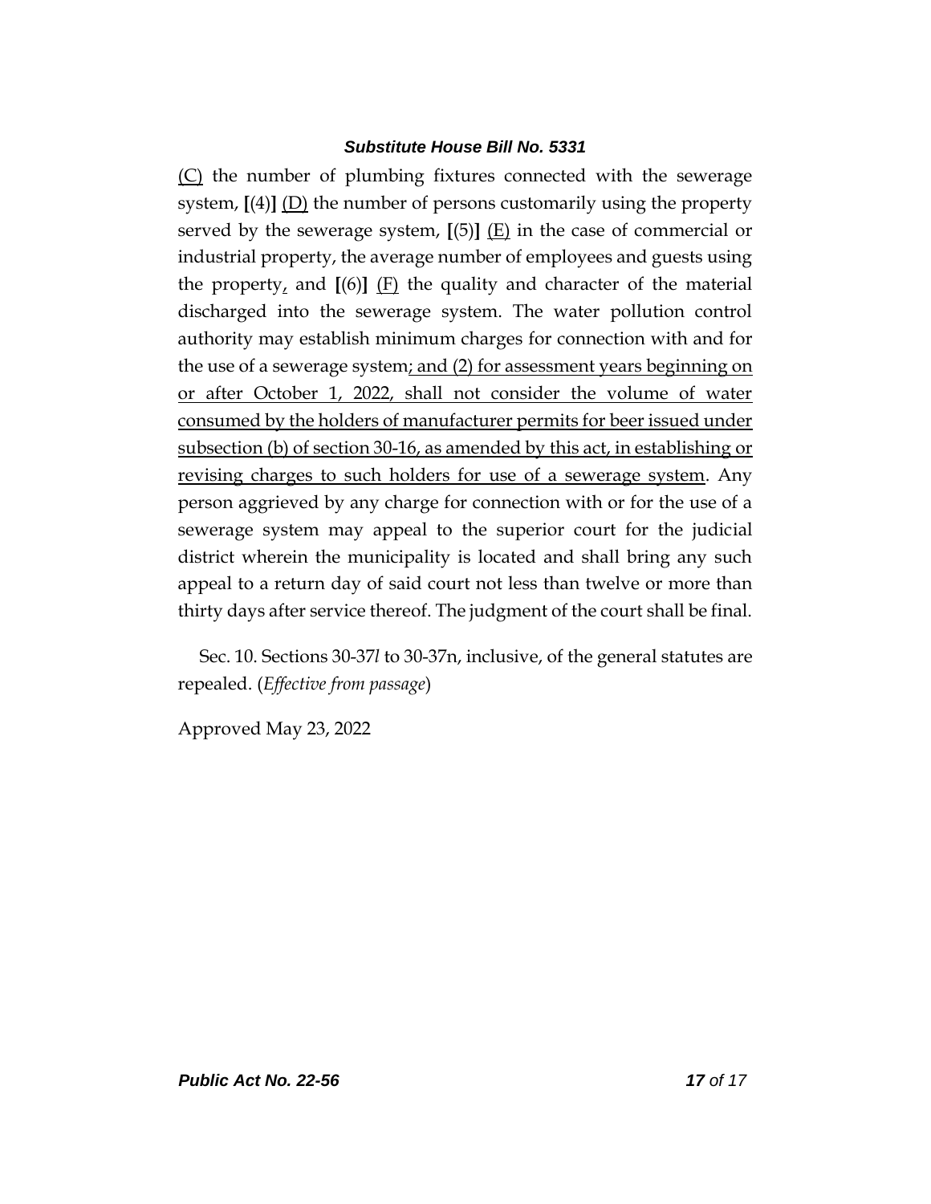(C) the number of plumbing fixtures connected with the sewerage system, [(4)] (D) the number of persons customarily using the property served by the sewerage system, [(5)] (E) in the case of commercial or industrial property, the average number of employees and guests using the property, and [(6)] (F) the quality and character of the material discharged into the sewerage system. The water pollution control authority may establish minimum charges for connection with and for the use of a sewerage system; and (2) for assessment years beginning on or after October 1, 2022, shall not consider the volume of water consumed by the holders of manufacturer permits for beer issued under subsection (b) of section 30-16, as amended by this act, in establishing or revising charges to such holders for use of a sewerage system. Any person aggrieved by any charge for connection with or for the use of a sewerage system may appeal to the superior court for the judicial district wherein the municipality is located and shall bring any such appeal to a return day of said court not less than twelve or more than thirty days after service thereof. The judgment of the court shall be final.

Sec. 10. Sections 30-37*l* to 30-37n, inclusive, of the general statutes are repealed. (*Effective from passage*)

Approved May 23, 2022